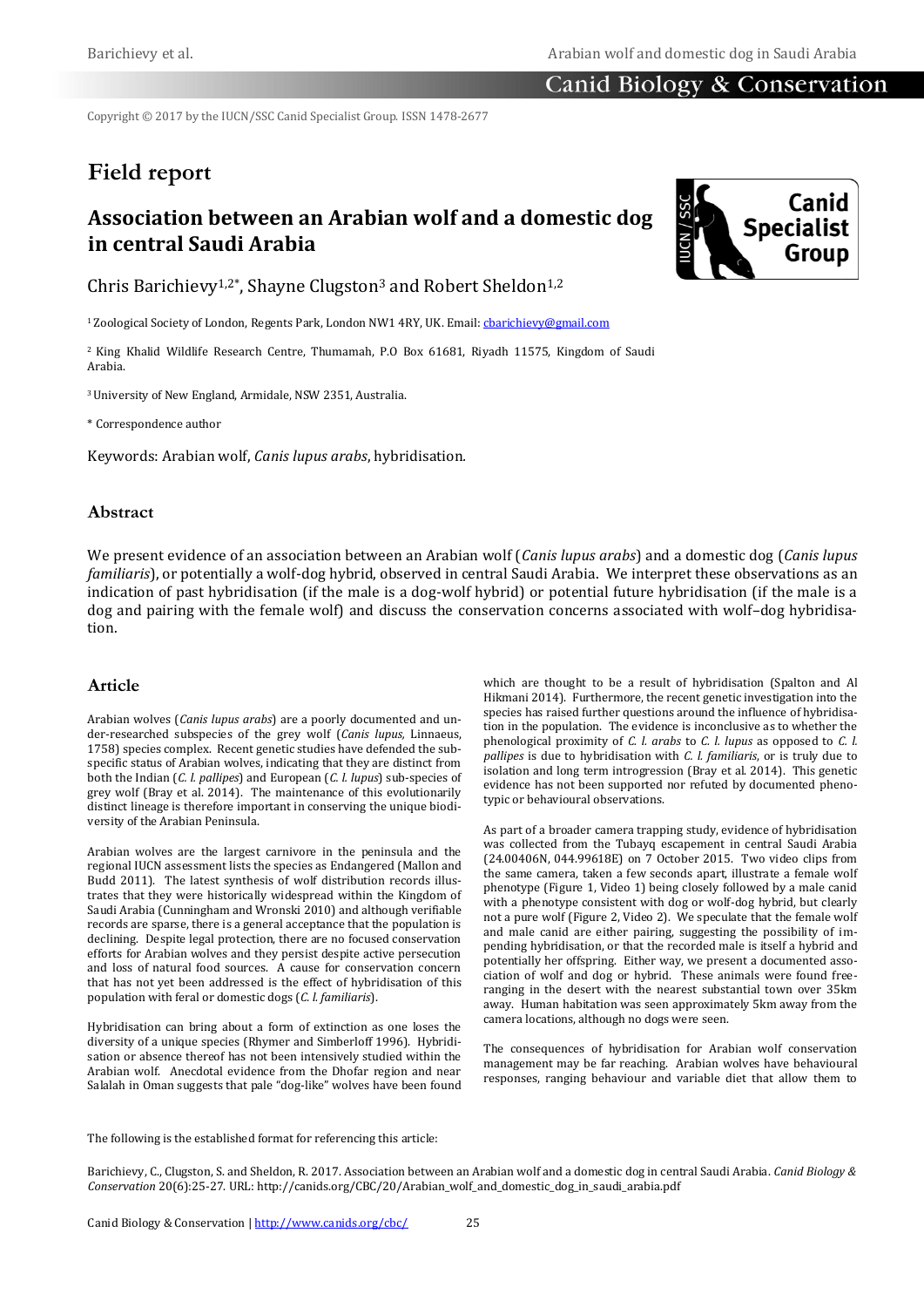Copyright © 2017 by the IUCN/SSC Canid Specialist Group. ISSN 1478-2677

# Field report

## Association between an Arabian wolf and a domestic dog in central Saudi Arabia

Chris Barichievy[1,2*], Shayne Clugston[3] and Robert Sheldon[1,2]

[1] Zoological Society of London, Regents Park, London NW1 4RY, UK. Email: cbarichievy@gmail.com

[2] King Khalid Wildlife Research Centre, Thumamah, P.O Box 61681, Riyadh 11575, Kingdom of Saudi Arabia.

[3] University of New England, Armidale, NSW 2351, Australia.

\* Correspondence author

Keywords: Arabian wolf, *Canis lupus arabs*, hybridisation.

### Abstract

We present evidence of an association between an Arabian wolf (*Canis lupus arabs*) and a domestic dog (*Canis lupus familiaris*), or potentially a wolf-dog hybrid, observed in central Saudi Arabia. We interpret these observations as an indication of past hybridisation (if the male is a dog-wolf hybrid) or potential future hybridisation (if the male is a dog and pairing with the female wolf) and discuss the conservation concerns associated with wolf–dog hybridisation.

### Article

Arabian wolves (*Canis lupus arabs*) are a poorly documented and under-researched subspecies of the grey wolf (*Canis lupus*, Linnaeus, 1758) species complex. Recent genetic studies have defended the subspecific status of Arabian wolves, indicating that they are distinct from both the Indian (*C. l. pallipes*) and European (*C. l. lupus*) sub-species of grey wolf (Bray et al. 2014). The maintenance of this evolutionarily distinct lineage is therefore important in conserving the unique biodiversity of the Arabian Peninsula.

Arabian wolves are the largest carnivore in the peninsula and the regional IUCN assessment lists the species as Endangered (Mallon and Budd 2011). The latest synthesis of wolf distribution records illustrates that they were historically widespread within the Kingdom of Saudi Arabia (Cunningham and Wronski 2010) and although verifiable records are sparse, there is a general acceptance that the population is declining. Despite legal protection, there are no focused conservation efforts for Arabian wolves and they persist despite active persecution and loss of natural food sources. A cause for conservation concern that has not yet been addressed is the effect of hybridisation of this population with feral or domestic dogs (*C. l. familiaris*).

Hybridisation can bring about a form of extinction as one loses the diversity of a unique species (Rhymer and Simberloff 1996). Hybridisation or absence thereof has not been intensively studied within the Arabian wolf. Anecdotal evidence from the Dhofar region and near Salalah in Oman suggests that pale "dog-like" wolves have been found which are thought to be a result of hybridisation (Spalton and Al Hikmani 2014). Furthermore, the recent genetic investigation into the species has raised further questions around the influence of hybridisation in the population. The evidence is inconclusive as to whether the phenological proximity of *C. l. arabs* to *C. l. lupus* as opposed to *C. l. pallipes* is due to hybridisation with *C. l. familiaris*, or is truly due to isolation and long term introgression (Bray et al. 2014). This genetic evidence has not been supported nor refuted by documented phenotypic or behavioural observations.

As part of a broader camera trapping study, evidence of hybridisation was collected from the Tubayq escapement in central Saudi Arabia (24.00406N, 044.99618E) on 7 October 2015. Two video clips from the same camera, taken a few seconds apart, illustrate a female wolf phenotype (Figure 1, Video 1) being closely followed by a male canid with a phenotype consistent with dog or wolf-dog hybrid, but clearly not a pure wolf (Figure 2, Video 2). We speculate that the female wolf and male canid are either pairing, suggesting the possibility of impending hybridisation, or that the recorded male is itself a hybrid and potentially her offspring. Either way, we present a documented association of wolf and dog or hybrid. These animals were found free-ranging in the desert with the nearest substantial town over 35km away. Human habitation was seen approximately 5km away from the camera locations, although no dogs were seen.

The consequences of hybridisation for Arabian wolf conservation management may be far reaching. Arabian wolves have behavioural responses, ranging behaviour and variable diet that allow them to

The following is the established format for referencing this article:

Barichievy, C., Clugston, S. and Sheldon, R. 2017. Association between an Arabian wolf and a domestic dog in central Saudi Arabia. *Canid Biology & Conservation* 20(6):25-27. URL: http://canids.org/CBC/20/Arabian_wolf_and_domestic_dog_in_saudi_arabia.pdf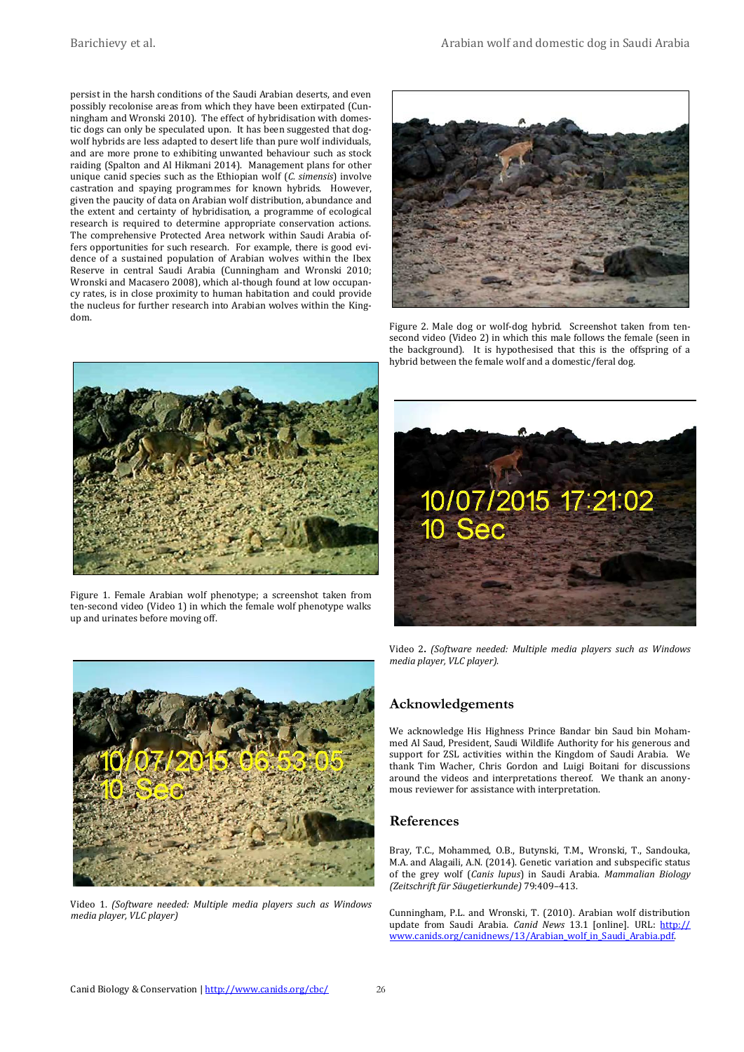persist in the harsh conditions of the Saudi Arabian deserts, and even possibly recolonise areas from which they have been extirpated (Cunningham and Wronski 2010). The effect of hybridisation with domestic dogs can only be speculated upon. It has been suggested that dog-wolf hybrids are less adapted to desert life than pure wolf individuals, and are more prone to exhibiting unwanted behaviour such as stock raiding (Spalton and Al Hikmani 2014). Management plans for other unique canid species such as the Ethiopian wolf (*C. simensis*) involve castration and spaying programmes for known hybrids. However, given the paucity of data on Arabian wolf distribution, abundance and the extent and certainty of hybridisation, a programme of ecological research is required to determine appropriate conservation actions. The comprehensive Protected Area network within Saudi Arabia offers opportunities for such research. For example, there is good evidence of a sustained population of Arabian wolves within the Ibex Reserve in central Saudi Arabia (Cunningham and Wronski 2010; Wronski and Macasero 2008), which al-though found at low occupancy rates, is in close proximity to human habitation and could provide the nucleus for further research into Arabian wolves within the Kingdom.

Figure 1. Female Arabian wolf phenotype; a screenshot taken from ten-second video (Video 1) in which the female wolf phenotype walks up and urinates before moving off.

Video 1. *(Software needed: Multiple media players such as Windows media player, VLC player)*

Figure 2. Male dog or wolf-dog hybrid. Screenshot taken from ten-second video (Video 2) in which this male follows the female (seen in the background). It is hypothesised that this is the offspring of a hybrid between the female wolf and a domestic/feral dog.

Video 2. *(Software needed: Multiple media players such as Windows media player, VLC player).*

## Acknowledgements

We acknowledge His Highness Prince Bandar bin Saud bin Mohammed Al Saud, President, Saudi Wildlife Authority for his generous and support for ZSL activities within the Kingdom of Saudi Arabia. We thank Tim Wacher, Chris Gordon and Luigi Boitani for discussions around the videos and interpretations thereof. We thank an anonymous reviewer for assistance with interpretation.

## References

Bray, T.C., Mohammed, O.B., Butynski, T.M., Wronski, T., Sandouka, M.A. and Alagaili, A.N. (2014). Genetic variation and subspecific status of the grey wolf (*Canis lupus*) in Saudi Arabia. *Mammalian Biology (Zeitschrift für Säugetierkunde)* 79:409–413.

Cunningham, P.L. and Wronski, T. (2010). Arabian wolf distribution update from Saudi Arabia. *Canid News* 13.1 [online]. URL: http://www.canids.org/canidnews/13/Arabian_wolf_in_Saudi_Arabia.pdf.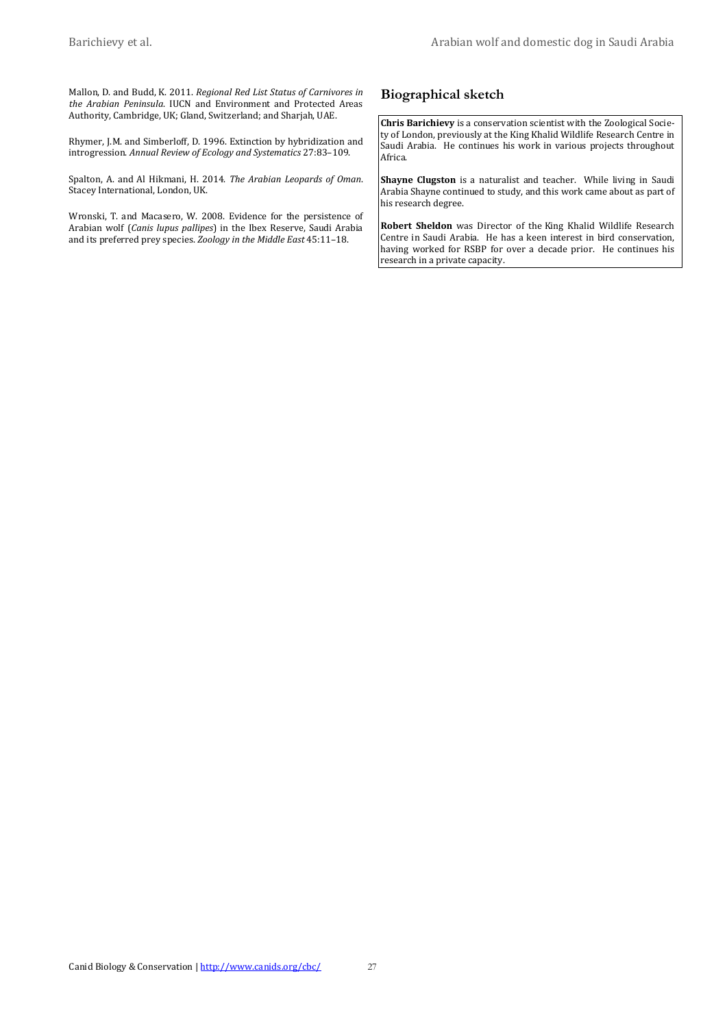Mallon, D. and Budd, K. 2011. *Regional Red List Status of Carnivores in the Arabian Peninsula*. IUCN and Environment and Protected Areas Authority, Cambridge, UK; Gland, Switzerland; and Sharjah, UAE.

Rhymer, J.M. and Simberloff, D. 1996. Extinction by hybridization and introgression. *Annual Review of Ecology and Systematics* 27:83–109.

Spalton, A. and Al Hikmani, H. 2014. *The Arabian Leopards of Oman*. Stacey International, London, UK.

Wronski, T. and Macasero, W. 2008. Evidence for the persistence of Arabian wolf (*Canis lupus pallipes*) in the Ibex Reserve, Saudi Arabia and its preferred prey species. *Zoology in the Middle East* 45:11–18.

## Biographical sketch

**Chris Barichievy** is a conservation scientist with the Zoological Society of London, previously at the King Khalid Wildlife Research Centre in Saudi Arabia. He continues his work in various projects throughout Africa.

**Shayne Clugston** is a naturalist and teacher. While living in Saudi Arabia Shayne continued to study, and this work came about as part of his research degree.

**Robert Sheldon** was Director of the King Khalid Wildlife Research Centre in Saudi Arabia. He has a keen interest in bird conservation, having worked for RSBP for over a decade prior. He continues his research in a private capacity.